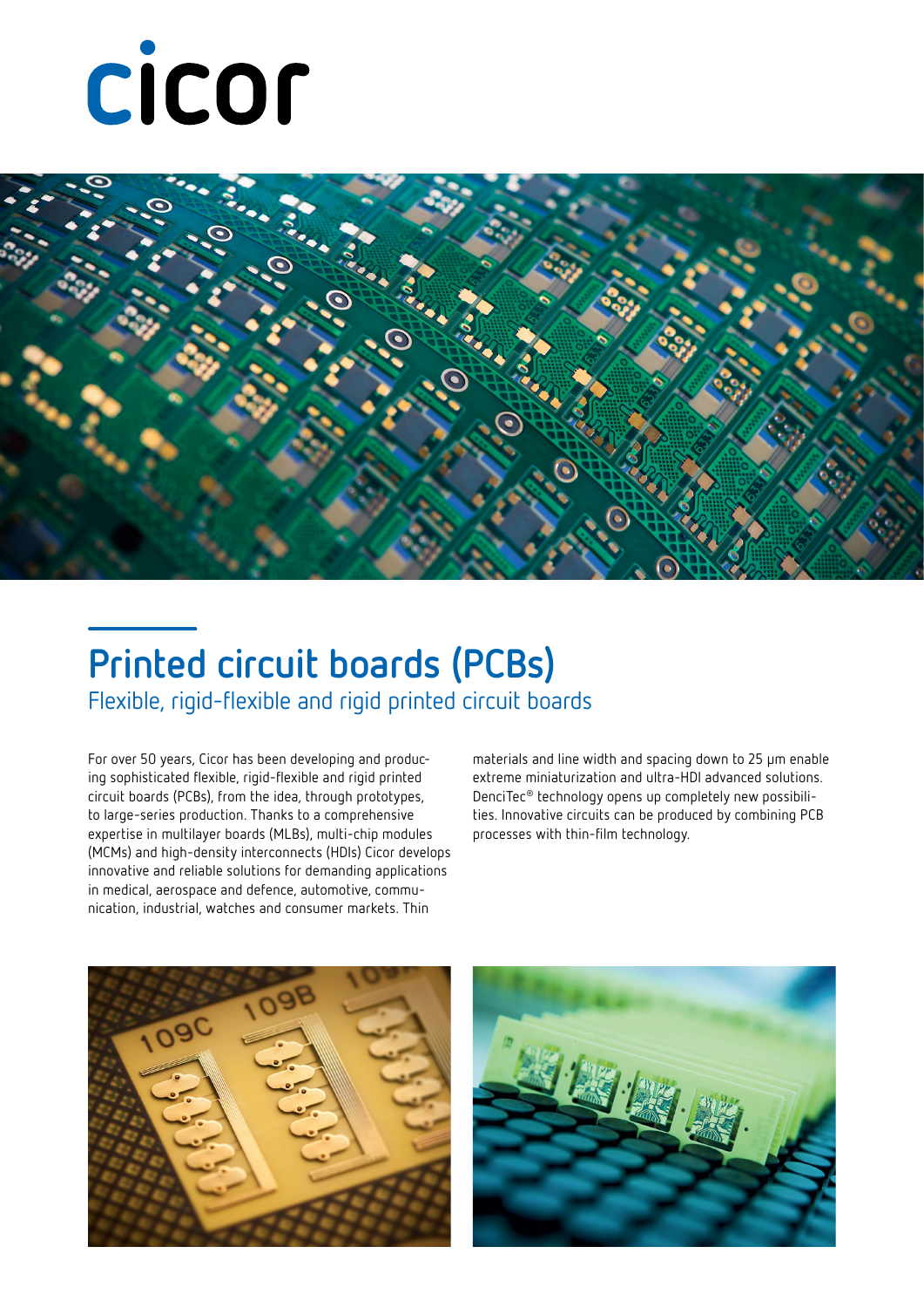cicor

# Printed circuit boards (PCBs)

## Flexible, rigid-flexible and rigid printed circuit boards

For over 50 years, Cicor has been developing and producing sophisticated flexible, rigid-flexible and rigid printed circuit boards (PCBs), from the idea, through prototypes, to large-series production. Thanks to a comprehensive expertise in multilayer boards (MLBs), multi-chip modules (MCMs) and high-density interconnects (HDIs) Cicor develops innovative and reliable solutions for demanding applications in medical, aerospace and defence, automotive, communication, industrial, watches and consumer markets. Thin materials and line width and spacing down to 25 µm enable extreme miniaturization and ultra-HDI advanced solutions. DenciTec® technology opens up completely new possibilities. Innovative circuits can be produced by combining PCB processes with thin-film technology.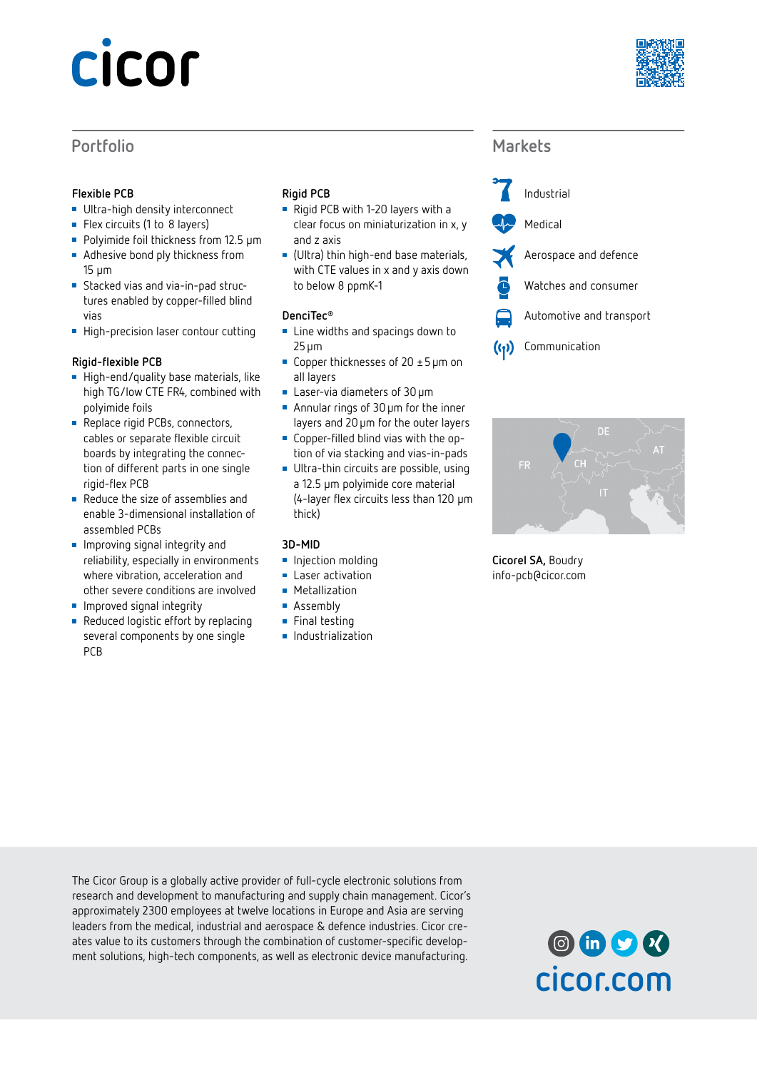# cicor

## Portfolio

### Flexible PCB

- Ultra-high density interconnect
- Flex circuits (1 to 8 layers)
- Polyimide foil thickness from 12.5 µm
- Adhesive bond ply thickness from 15 µm
- Stacked vias and via-in-pad structures enabled by copper-filled blind vias
- High-precision laser contour cutting

### Rigid-flexible PCB

- High-end/quality base materials, like high TG/low CTE FR4, combined with polyimide foils
- Replace rigid PCBs, connectors, cables or separate flexible circuit boards by integrating the connection of different parts in one single rigid-flex PCB
- Reduce the size of assemblies and enable 3-dimensional installation of assembled PCBs
- Improving signal integrity and reliability, especially in environments where vibration, acceleration and other severe conditions are involved
- Improved signal integrity
- Reduced logistic effort by replacing several components by one single PCB

### Rigid PCB

- Rigid PCB with 1-20 layers with a clear focus on miniaturization in x, y and z axis
- (Ultra) thin high-end base materials, with CTE values in x and y axis down to below 8 ppmK-1

### DenciTec®

- Line widths and spacings down to 25 µm
- Copper thicknesses of 20 ± 5 µm on all layers
- Laser-via diameters of 30 µm
- Annular rings of 30 µm for the inner layers and 20 µm for the outer layers
- Copper-filled blind vias with the option of via stacking and vias-in-pads
- Ultra-thin circuits are possible, using a 12.5 µm polyimide core material (4-layer flex circuits less than 120 µm thick)

### 3D-MID

- Injection molding
- Laser activation
- Metallization
- Assembly
- Final testing
- Industrialization

## Markets

- Industrial
- Medical
- Aerospace and defence
- Watches and consumer
- Automotive and transport
- Communication

DE
AT
FR
CH
IT

**Cicorel SA,** Boudry
info-pcb@cicor.com

The Cicor Group is a globally active provider of full-cycle electronic solutions from research and development to manufacturing and supply chain management. Cicor's approximately 2300 employees at twelve locations in Europe and Asia are serving leaders from the medical, industrial and aerospace & defence industries. Cicor creates value to its customers through the combination of customer-specific development solutions, high-tech components, as well as electronic device manufacturing.

cicor.com